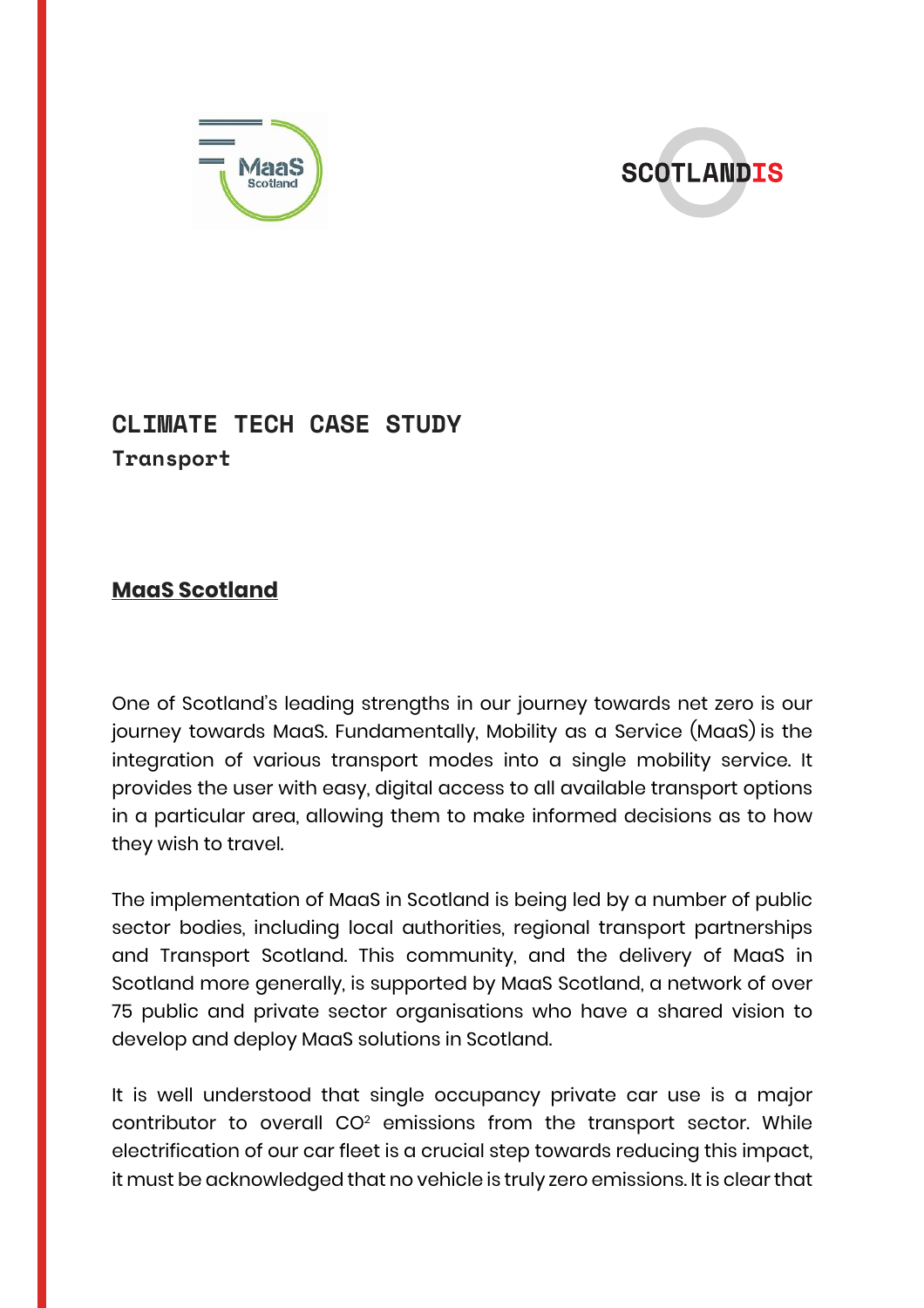# CLIMATE TECH CASE STUDY

## Transport

### MaaS Scotland

One of Scotland's leading strengths in our journey towards net zero is our journey towards MaaS. Fundamentally, Mobility as a Service (MaaS) is the integration of various transport modes into a single mobility service. It provides the user with easy, digital access to all available transport options in a particular area, allowing them to make informed decisions as to how they wish to travel.

The implementation of MaaS in Scotland is being led by a number of public sector bodies, including local authorities, regional transport partnerships and Transport Scotland. This community, and the delivery of MaaS in Scotland more generally, is supported by MaaS Scotland, a network of over 75 public and private sector organisations who have a shared vision to develop and deploy MaaS solutions in Scotland.

It is well understood that single occupancy private car use is a major contributor to overall $CO^2$ emissions from the transport sector. While electrification of our car fleet is a crucial step towards reducing this impact, it must be acknowledged that no vehicle is truly zero emissions. It is clear that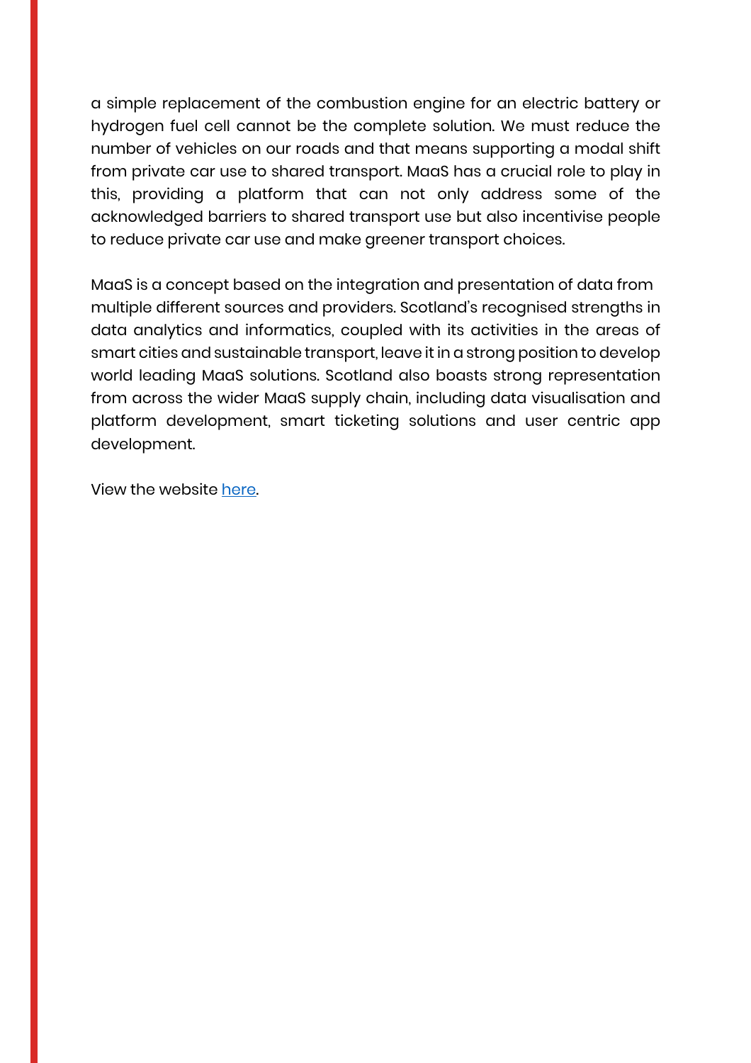a simple replacement of the combustion engine for an electric battery or hydrogen fuel cell cannot be the complete solution. We must reduce the number of vehicles on our roads and that means supporting a modal shift from private car use to shared transport. MaaS has a crucial role to play in this, providing a platform that can not only address some of the acknowledged barriers to shared transport use but also incentivise people to reduce private car use and make greener transport choices.

MaaS is a concept based on the integration and presentation of data from multiple different sources and providers. Scotland's recognised strengths in data analytics and informatics, coupled with its activities in the areas of smart cities and sustainable transport, leave it in a strong position to develop world leading MaaS solutions. Scotland also boasts strong representation from across the wider MaaS supply chain, including data visualisation and platform development, smart ticketing solutions and user centric app development.

View the website here.